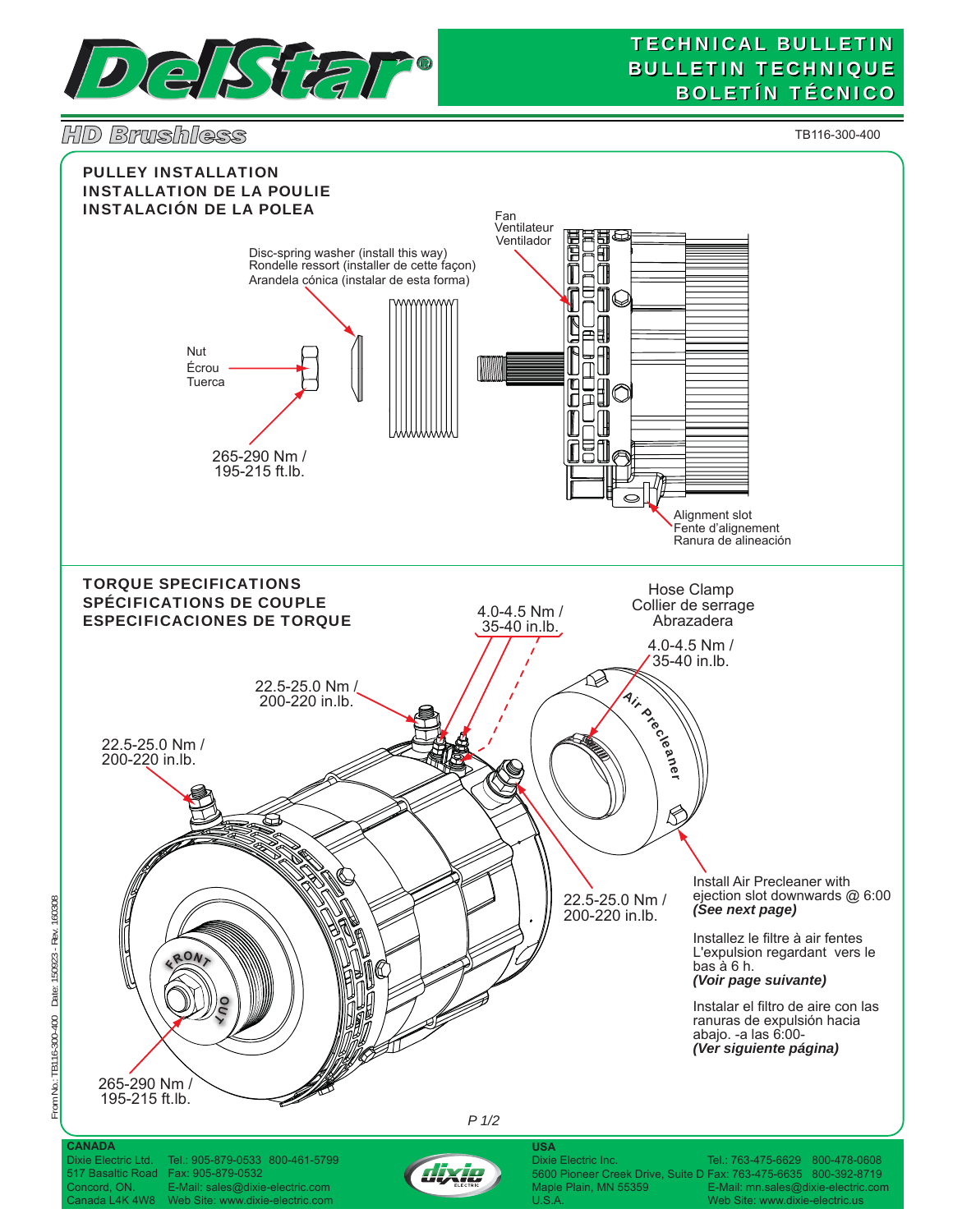# TECHNICAL BULLETIN
# BULLETIN TECHNIQUE
# BOLETÍN TÉCNICO

## HD Brushless

TB116-300-400

### PULLEY INSTALLATION
### INSTALLATION DE LA POULIE
### INSTALACIÓN DE LA POLEA

Fan
Ventilateur
Ventilador

Disc-spring washer (install this way)
Rondelle ressort (installer de cette façon)
Arandela cónica (instalar de esta forma)

Nut
Écrou
Tuerca

265-290 Nm /
195-215 ft.lb.

Alignment slot
Fente d'alignement
Ranura de alineación

### TORQUE SPECIFICATIONS
### SPÉCIFICATIONS DE COUPLE
### ESPECIFICACIONES DE TORQUE

4.0-4.5 Nm /
35-40 in.lb.

Hose Clamp
Collier de serrage
Abrazadera

4.0-4.5 Nm /
35-40 in.lb.

22.5-25.0 Nm /
200-220 in.lb.

22.5-25.0 Nm /
200-220 in.lb.

Air Precleaner

22.5-25.0 Nm /
200-220 in.lb.

265-290 Nm /
195-215 ft.lb.

FRONT OUT

Install Air Precleaner with ejection slot downwards @ 6:00
***(See next page)***

Installez le filtre à air fentes L'expulsion regardant vers le bas à 6 h.
***(Voir page suivante)***

Instalar el filtro de aire con las ranuras de expulsión hacia abajo. -a las 6:00-
***(Ver siguiente página)***

From No.: TB116-300-400 Date: 150923 - Rev. 160308

**CANADA**
Dixie Electric Ltd. Tel.: 905-879-0533 800-461-5799
517 Basaltic Road Fax: 905-879-0532
Concord, ON. E-Mail: sales@dixie-electric.com
Canada L4K 4W8 Web Site: www.dixie-electric.com

**USA**
Dixie Electric Inc. Tel.: 763-475-6629 800-478-0608
5600 Pioneer Creek Drive, Suite D Fax: 763-475-6635 800-392-8719
Maple Plain, MN 55359 E-Mail: mn.sales@dixie-electric.com
U.S.A. Web Site: www.dixie-electric.us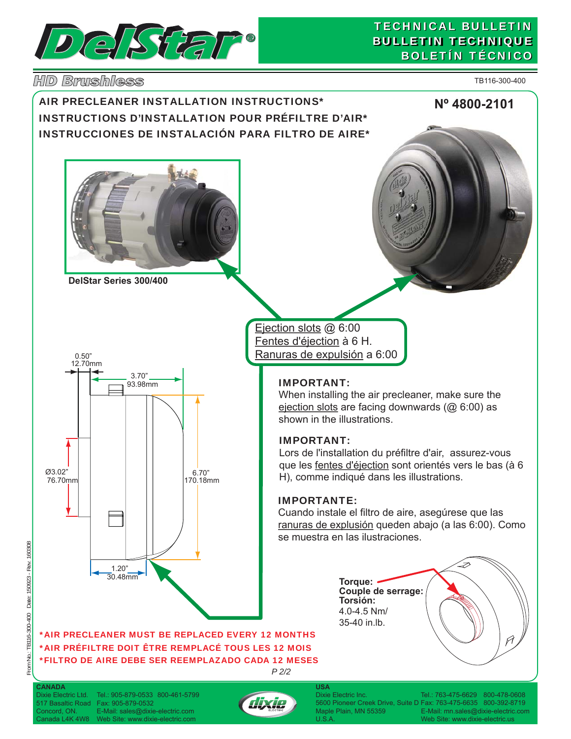# TECHNICAL BULLETIN
# BULLETIN TECHNIQUE
# BOLETÍN TÉCNICO

HD Brushless

TB116-300-400

## AIR PRECLEANER INSTALLATION INSTRUCTIONS*
## INSTRUCTIONS D'INSTALLATION POUR PRÉFILTRE D'AIR*
## INSTRUCCIONES DE INSTALACIÓN PARA FILTRO DE AIRE*

**Nº 4800-2101**

DelStar Series 300/400

Ejection slots @ 6:00
Fentes d'éjection à 6 H.
Ranuras de expulsión a 6:00

0.50"
12.70mm

3.70"
93.98mm

Ø3.02"
76.70mm

6.70"
170.18mm

1.20"
30.48mm

### IMPORTANT:

When installing the air precleaner, make sure the ejection slots are facing downwards (@ 6:00) as shown in the illustrations.

### IMPORTANT:

Lors de l'installation du préfiltre d'air, assurez-vous que les fentes d'éjection sont orientés vers le bas (à 6 H), comme indiqué dans les illustrations.

### IMPORTANTE:

Cuando instale el filtro de aire, asegúrese que las ranuras de explusión queden abajo (a las 6:00). Como se muestra en las ilustraciones.

**Torque:**
**Couple de serrage:**
**Torsión:**
4.0-4.5 Nm/
35-40 in.lb.

**\*AIR PRECLEANER MUST BE REPLACED EVERY 12 MONTHS**
**\*AIR PRÉFILTRE DOIT ÊTRE REMPLACÉ TOUS LES 12 MOIS**
**\*FILTRO DE AIRE DEBE SER REEMPLAZADO CADA 12 MESES**

From No.: TB116-300-400 Date: 150923 - Rev. 160308

**CANADA**
Dixie Electric Ltd.
517 Basaltic Road
Concord, ON.
Canada L4K 4W8
Tel.: 905-879-0533 800-461-5799
Fax: 905-879-0532
E-Mail: sales@dixie-electric.com
Web Site: www.dixie-electric.com

**USA**
Dixie Electric Inc.
5600 Pioneer Creek Drive, Suite D
Maple Plain, MN 55359
U.S.A.
Tel.: 763-475-6629 800-478-0608
Fax: 763-475-6635 800-392-8719
E-Mail: mn.sales@dixie-electric.com
Web Site: www.dixie-electric.us